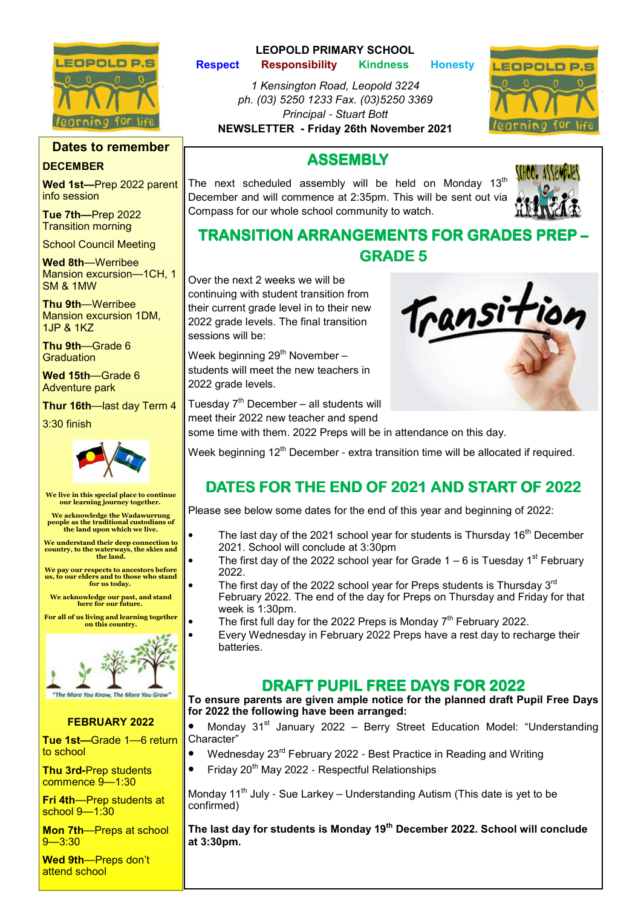# LEOPOLD PRIMARY SCHOOL

**Respect** **Responsibility** **Kindness** **Honesty**

*1 Kensington Road, Leopold 3224*
*ph. (03) 5250 1233 Fax. (03)5250 3369*
*Principal - Stuart Bott*

**NEWSLETTER - Friday 26th November 2021**

## ASSEMBLY

The next scheduled assembly will be held on Monday 13th December and will commence at 2:35pm. This will be sent out via Compass for our whole school community to watch.

## TRANSITION ARRANGEMENTS FOR GRADES PREP – GRADE 5

Over the next 2 weeks we will be continuing with student transition from their current grade level in to their new 2022 grade levels. The final transition sessions will be:

Week beginning 29th November – students will meet the new teachers in 2022 grade levels.

Tuesday 7th December – all students will meet their 2022 new teacher and spend some time with them. 2022 Preps will be in attendance on this day.

Week beginning 12th December - extra transition time will be allocated if required.

## DATES FOR THE END OF 2021 AND START OF 2022

Please see below some dates for the end of this year and beginning of 2022:

- The last day of the 2021 school year for students is Thursday 16th December 2021. School will conclude at 3:30pm
- The first day of the 2022 school year for Grade 1 – 6 is Tuesday 1st February 2022.
- The first day of the 2022 school year for Preps students is Thursday 3rd February 2022. The end of the day for Preps on Thursday and Friday for that week is 1:30pm.
- The first full day for the 2022 Preps is Monday 7th February 2022.
- Every Wednesday in February 2022 Preps have a rest day to recharge their batteries.

## DRAFT PUPIL FREE DAYS FOR 2022

**To ensure parents are given ample notice for the planned draft Pupil Free Days for 2022 the following have been arranged:**

- Monday 31st January 2022 – Berry Street Education Model: "Understanding Character"
- Wednesday 23rd February 2022 - Best Practice in Reading and Writing
- Friday 20th May 2022 - Respectful Relationships

Monday 11th July - Sue Larkey – Understanding Autism (This date is yet to be confirmed)

**The last day for students is Monday 19th December 2022. School will conclude at 3:30pm.**

---

## Dates to remember

**DECEMBER**

**Wed 1st**—Prep 2022 parent info session

**Tue 7th**—Prep 2022 Transition morning

School Council Meeting

**Wed 8th**—Werribee Mansion excursion—1CH, 1 SM & 1MW

**Thu 9th**—Werribee Mansion excursion 1DM, 1JP & 1KZ

**Thu 9th**—Grade 6 Graduation

**Wed 15th**—Grade 6 Adventure park

**Thur 16th**—last day Term 4

3:30 finish

**We live in this special place to continue our learning journey together.**

**We acknowledge the Wadawurrung people as the traditional custodians of the land upon which we live.**

**We understand their deep connection to country, to the waterways, the skies and the land.**

**We pay our respects to ancestors before us, to our elders and to those who stand for us today.**

**We acknowledge our past, and stand here for our future.**

**For all of us living and learning together on this country.**

"The More You Know, The More You Grow"

**FEBRUARY 2022**

**Tue 1st**—Grade 1—6 return to school

**Thu 3rd**-Prep students commence 9—1:30

**Fri 4th**—Prep students at school 9—1:30

**Mon 7th**—Preps at school 9—3:30

**Wed 9th**—Preps don't attend school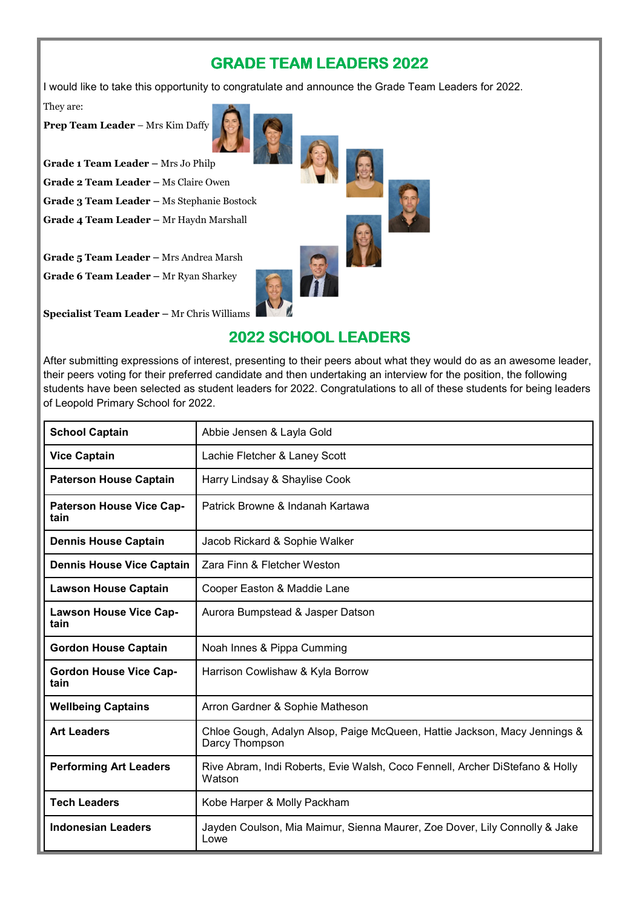## GRADE TEAM LEADERS 2022

I would like to take this opportunity to congratulate and announce the Grade Team Leaders for 2022.

They are:

**Prep Team Leader** – Mrs Kim Daffy

**Grade 1 Team Leader** – Mrs Jo Philp

**Grade 2 Team Leader** – Ms Claire Owen

**Grade 3 Team Leader** – Ms Stephanie Bostock

**Grade 4 Team Leader** – Mr Haydn Marshall

**Grade 5 Team Leader** – Mrs Andrea Marsh

**Grade 6 Team Leader** – Mr Ryan Sharkey

**Specialist Team Leader** – Mr Chris Williams

## 2022 SCHOOL LEADERS

After submitting expressions of interest, presenting to their peers about what they would do as an awesome leader, their peers voting for their preferred candidate and then undertaking an interview for the position, the following students have been selected as student leaders for 2022. Congratulations to all of these students for being leaders of Leopold Primary School for 2022.

| Role | Students |
|---|---|
| **School Captain** | Abbie Jensen & Layla Gold |
| **Vice Captain** | Lachie Fletcher & Laney Scott |
| **Paterson House Captain** | Harry Lindsay & Shaylise Cook |
| **Paterson House Vice Captain** | Patrick Browne & Indanah Kartawa |
| **Dennis House Captain** | Jacob Rickard & Sophie Walker |
| **Dennis House Vice Captain** | Zara Finn & Fletcher Weston |
| **Lawson House Captain** | Cooper Easton & Maddie Lane |
| **Lawson House Vice Captain** | Aurora Bumpstead & Jasper Datson |
| **Gordon House Captain** | Noah Innes & Pippa Cumming |
| **Gordon House Vice Captain** | Harrison Cowlishaw & Kyla Borrow |
| **Wellbeing Captains** | Arron Gardner & Sophie Matheson |
| **Art Leaders** | Chloe Gough, Adalyn Alsop, Paige McQueen, Hattie Jackson, Macy Jennings & Darcy Thompson |
| **Performing Art Leaders** | Rive Abram, Indi Roberts, Evie Walsh, Coco Fennell, Archer DiStefano & Holly Watson |
| **Tech Leaders** | Kobe Harper & Molly Packham |
| **Indonesian Leaders** | Jayden Coulson, Mia Maimur, Sienna Maurer, Zoe Dover, Lily Connolly & Jake Lowe |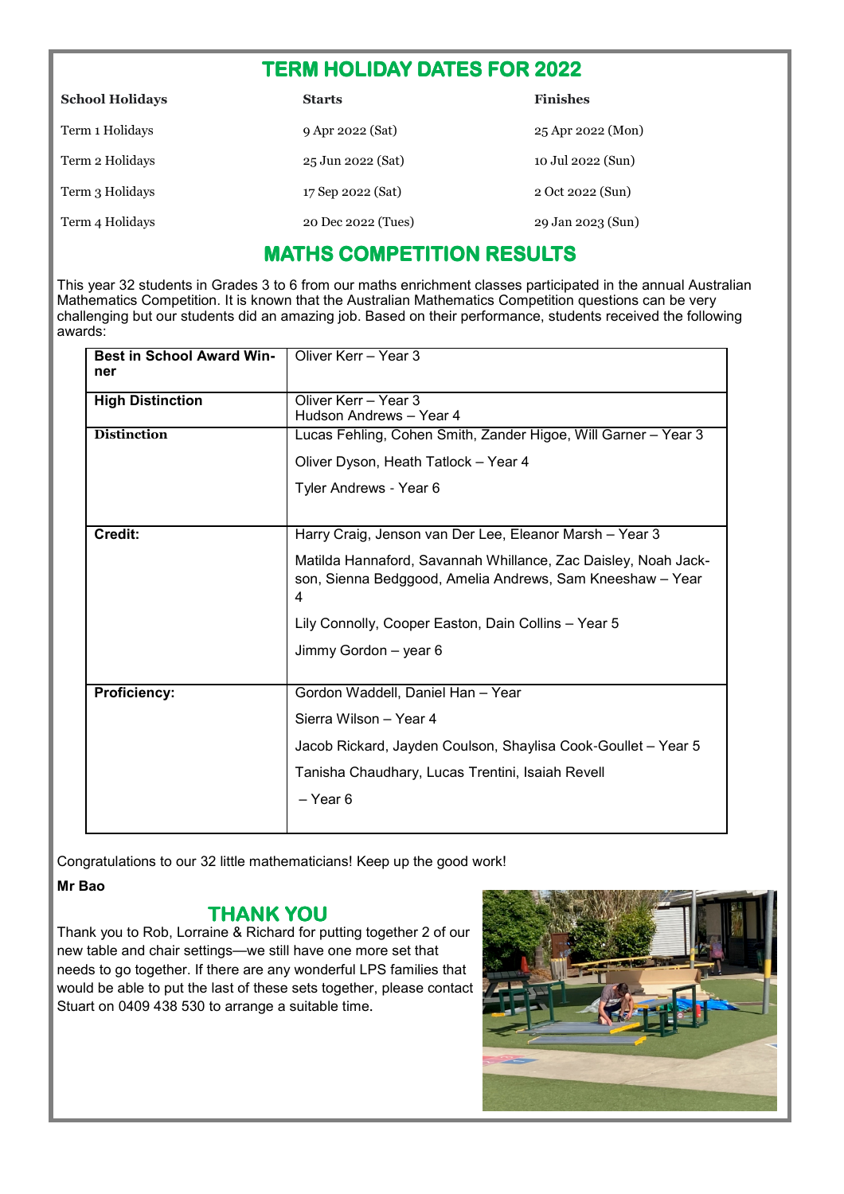## TERM HOLIDAY DATES FOR 2022

| School Holidays | Starts | Finishes |
|---|---|---|
| Term 1 Holidays | 9 Apr 2022 (Sat) | 25 Apr 2022 (Mon) |
| Term 2 Holidays | 25 Jun 2022 (Sat) | 10 Jul 2022 (Sun) |
| Term 3 Holidays | 17 Sep 2022 (Sat) | 2 Oct 2022 (Sun) |
| Term 4 Holidays | 20 Dec 2022 (Tues) | 29 Jan 2023 (Sun) |

## MATHS COMPETITION RESULTS

This year 32 students in Grades 3 to 6 from our maths enrichment classes participated in the annual Australian Mathematics Competition. It is known that the Australian Mathematics Competition questions can be very challenging but our students did an amazing job. Based on their performance, students received the following awards:

| | |
|---|---|
| **Best in School Award Winner** | Oliver Kerr – Year 3 |
| **High Distinction** | Oliver Kerr – Year 3<br>Hudson Andrews – Year 4 |
| **Distinction** | Lucas Fehling, Cohen Smith, Zander Higoe, Will Garner – Year 3<br>Oliver Dyson, Heath Tatlock – Year 4<br>Tyler Andrews - Year 6 |
| **Credit:** | Harry Craig, Jenson van Der Lee, Eleanor Marsh – Year 3<br>Matilda Hannaford, Savannah Whillance, Zac Daisley, Noah Jackson, Sienna Beggood, Amelia Andrews, Sam Kneeshaw – Year 4<br>Lily Connolly, Cooper Easton, Dain Collins – Year 5<br>Jimmy Gordon – year 6 |
| **Proficiency:** | Gordon Waddell, Daniel Han – Year<br>Sierra Wilson – Year 4<br>Jacob Rickard, Jayden Coulson, Shaylisa Cook-Goullet – Year 5<br>Tanisha Chaudhary, Lucas Trentini, Isaiah Revell<br>– Year 6 |

Congratulations to our 32 little mathematicians! Keep up the good work!

**Mr Bao**

## THANK YOU

Thank you to Rob, Lorraine & Richard for putting together 2 of our new table and chair settings—we still have one more set that needs to go together. If there are any wonderful LPS families that would be able to put the last of these sets together, please contact Stuart on 0409 438 530 to arrange a suitable time.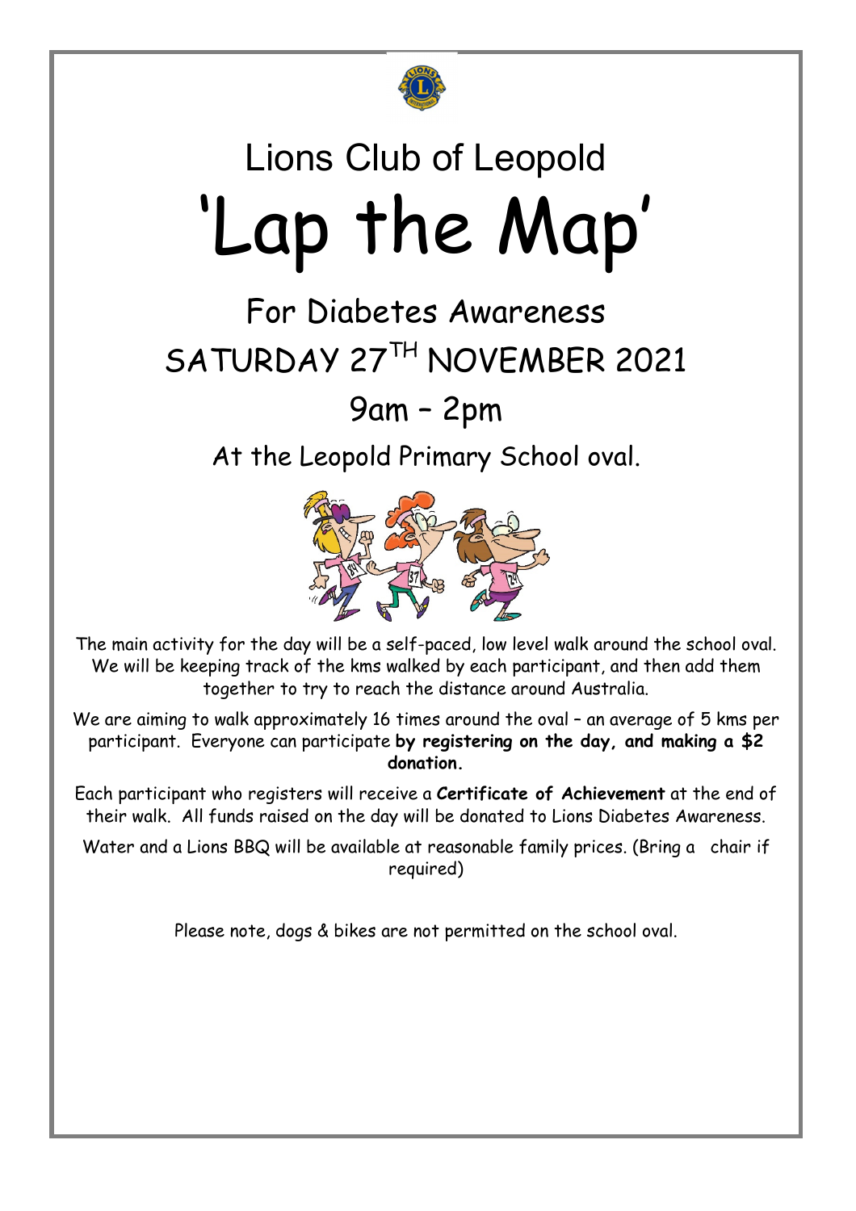# Lions Club of Leopold

# 'Lap the Map'

## For Diabetes Awareness

## SATURDAY 27TH NOVEMBER 2021

## 9am – 2pm

### At the Leopold Primary School oval.

The main activity for the day will be a self-paced, low level walk around the school oval. We will be keeping track of the kms walked by each participant, and then add them together to try to reach the distance around Australia.

We are aiming to walk approximately 16 times around the oval – an average of 5 kms per participant. Everyone can participate **by registering on the day, and making a $2 donation.**

Each participant who registers will receive a **Certificate of Achievement** at the end of their walk. All funds raised on the day will be donated to Lions Diabetes Awareness.

Water and a Lions BBQ will be available at reasonable family prices. (Bring a chair if required)

Please note, dogs & bikes are not permitted on the school oval.